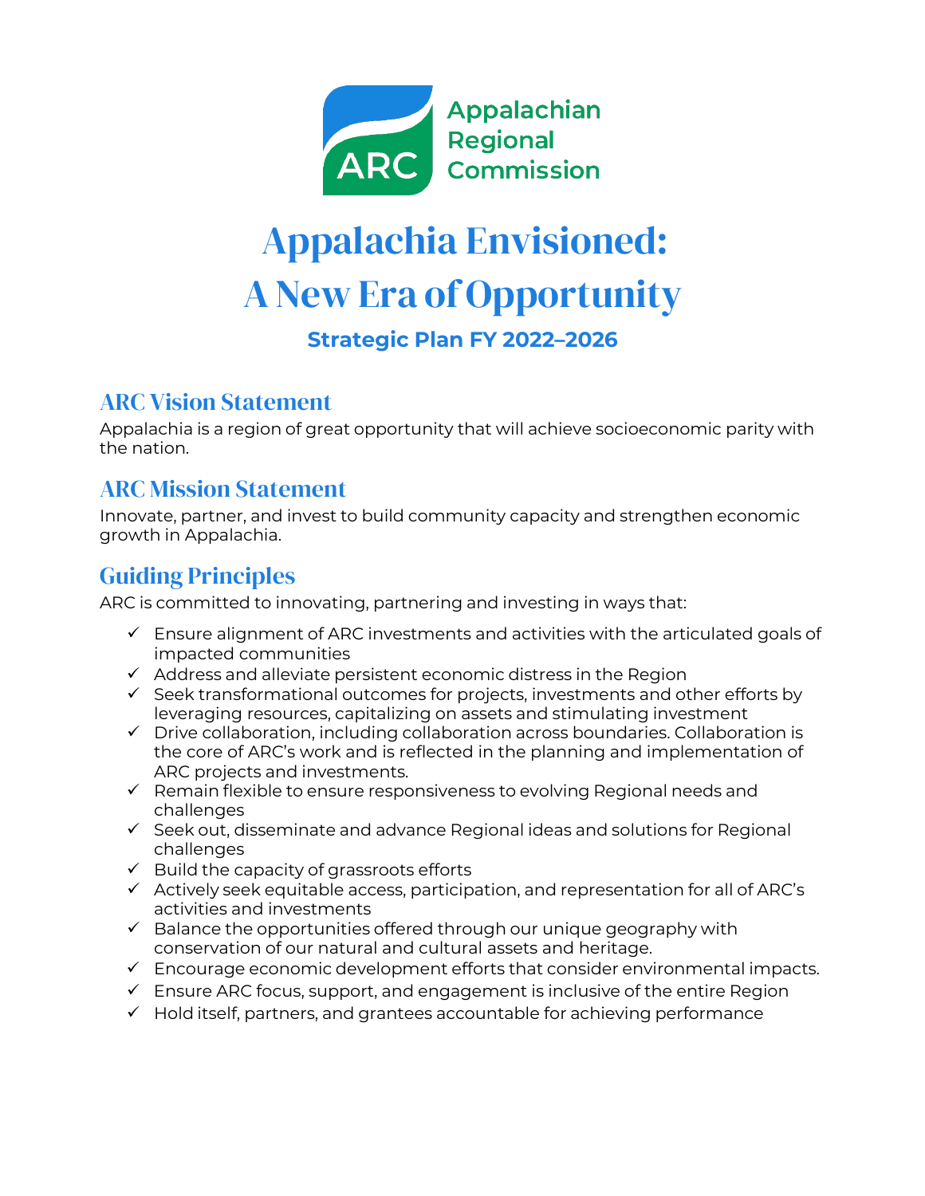Appalachian Regional Commission

# Appalachia Envisioned: A New Era of Opportunity

### Strategic Plan FY 2022–2026

## ARC Vision Statement

Appalachia is a region of great opportunity that will achieve socioeconomic parity with the nation.

## ARC Mission Statement

Innovate, partner, and invest to build community capacity and strengthen economic growth in Appalachia.

## Guiding Principles

ARC is committed to innovating, partnering and investing in ways that:

- ✓ Ensure alignment of ARC investments and activities with the articulated goals of impacted communities
- ✓ Address and alleviate persistent economic distress in the Region
- ✓ Seek transformational outcomes for projects, investments and other efforts by leveraging resources, capitalizing on assets and stimulating investment
- ✓ Drive collaboration, including collaboration across boundaries. Collaboration is the core of ARC's work and is reflected in the planning and implementation of ARC projects and investments.
- ✓ Remain flexible to ensure responsiveness to evolving Regional needs and challenges
- ✓ Seek out, disseminate and advance Regional ideas and solutions for Regional challenges
- ✓ Build the capacity of grassroots efforts
- ✓ Actively seek equitable access, participation, and representation for all of ARC's activities and investments
- ✓ Balance the opportunities offered through our unique geography with conservation of our natural and cultural assets and heritage.
- ✓ Encourage economic development efforts that consider environmental impacts.
- ✓ Ensure ARC focus, support, and engagement is inclusive of the entire Region
- ✓ Hold itself, partners, and grantees accountable for achieving performance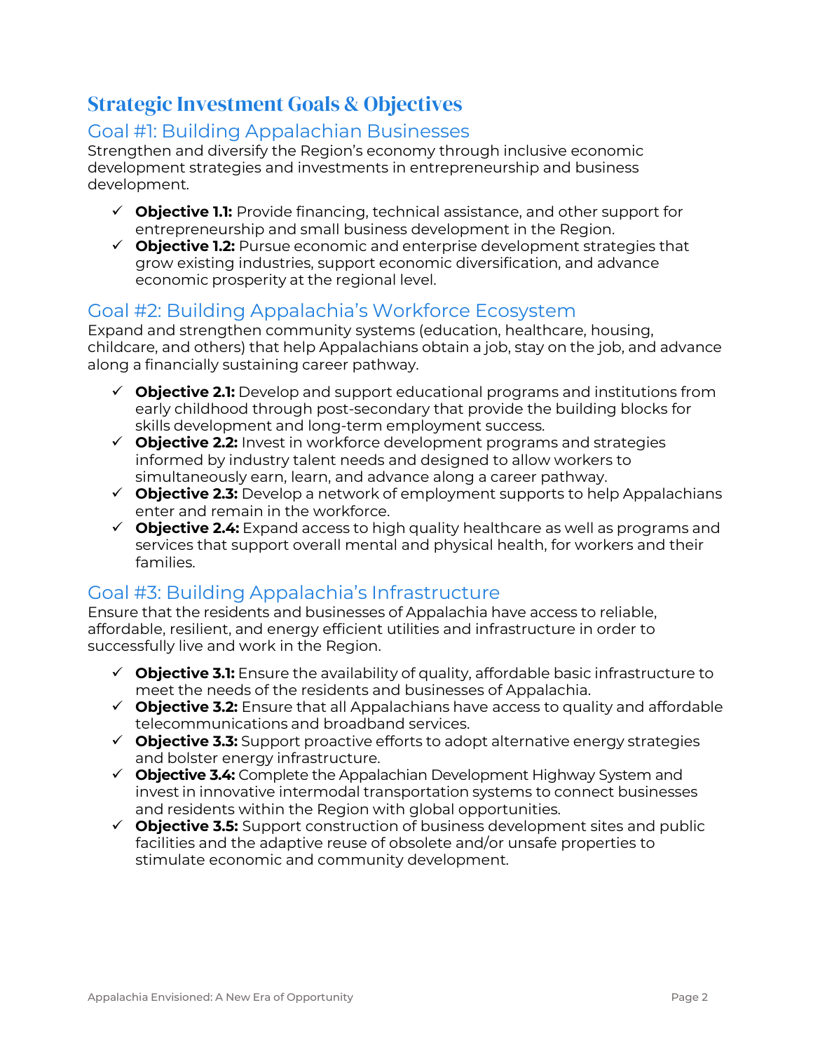# Strategic Investment Goals & Objectives

## Goal #1: Building Appalachian Businesses

Strengthen and diversify the Region's economy through inclusive economic development strategies and investments in entrepreneurship and business development.

- ✓ **Objective 1.1:** Provide financing, technical assistance, and other support for entrepreneurship and small business development in the Region.
- ✓ **Objective 1.2:** Pursue economic and enterprise development strategies that grow existing industries, support economic diversification, and advance economic prosperity at the regional level.

## Goal #2: Building Appalachia's Workforce Ecosystem

Expand and strengthen community systems (education, healthcare, housing, childcare, and others) that help Appalachians obtain a job, stay on the job, and advance along a financially sustaining career pathway.

- ✓ **Objective 2.1:** Develop and support educational programs and institutions from early childhood through post-secondary that provide the building blocks for skills development and long-term employment success.
- ✓ **Objective 2.2:** Invest in workforce development programs and strategies informed by industry talent needs and designed to allow workers to simultaneously earn, learn, and advance along a career pathway.
- ✓ **Objective 2.3:** Develop a network of employment supports to help Appalachians enter and remain in the workforce.
- ✓ **Objective 2.4:** Expand access to high quality healthcare as well as programs and services that support overall mental and physical health, for workers and their families.

## Goal #3: Building Appalachia's Infrastructure

Ensure that the residents and businesses of Appalachia have access to reliable, affordable, resilient, and energy efficient utilities and infrastructure in order to successfully live and work in the Region.

- ✓ **Objective 3.1:** Ensure the availability of quality, affordable basic infrastructure to meet the needs of the residents and businesses of Appalachia.
- ✓ **Objective 3.2:** Ensure that all Appalachians have access to quality and affordable telecommunications and broadband services.
- ✓ **Objective 3.3:** Support proactive efforts to adopt alternative energy strategies and bolster energy infrastructure.
- ✓ **Objective 3.4:** Complete the Appalachian Development Highway System and invest in innovative intermodal transportation systems to connect businesses and residents within the Region with global opportunities.
- ✓ **Objective 3.5:** Support construction of business development sites and public facilities and the adaptive reuse of obsolete and/or unsafe properties to stimulate economic and community development.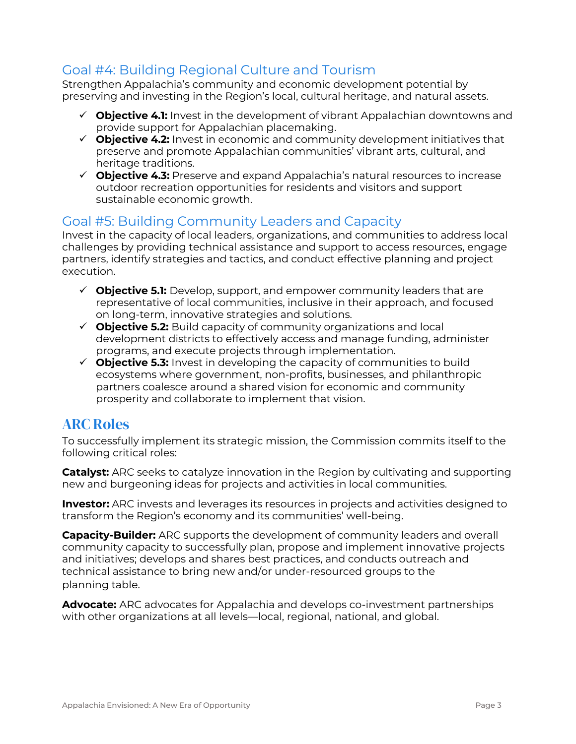## Goal #4: Building Regional Culture and Tourism

Strengthen Appalachia's community and economic development potential by preserving and investing in the Region's local, cultural heritage, and natural assets.

- ✓ **Objective 4.1:** Invest in the development of vibrant Appalachian downtowns and provide support for Appalachian placemaking.
- ✓ **Objective 4.2:** Invest in economic and community development initiatives that preserve and promote Appalachian communities' vibrant arts, cultural, and heritage traditions.
- ✓ **Objective 4.3:** Preserve and expand Appalachia's natural resources to increase outdoor recreation opportunities for residents and visitors and support sustainable economic growth.

## Goal #5: Building Community Leaders and Capacity

Invest in the capacity of local leaders, organizations, and communities to address local challenges by providing technical assistance and support to access resources, engage partners, identify strategies and tactics, and conduct effective planning and project execution.

- ✓ **Objective 5.1:** Develop, support, and empower community leaders that are representative of local communities, inclusive in their approach, and focused on long-term, innovative strategies and solutions.
- ✓ **Objective 5.2:** Build capacity of community organizations and local development districts to effectively access and manage funding, administer programs, and execute projects through implementation.
- ✓ **Objective 5.3:** Invest in developing the capacity of communities to build ecosystems where government, non-profits, businesses, and philanthropic partners coalesce around a shared vision for economic and community prosperity and collaborate to implement that vision.

# ARC Roles

To successfully implement its strategic mission, the Commission commits itself to the following critical roles:

**Catalyst:** ARC seeks to catalyze innovation in the Region by cultivating and supporting new and burgeoning ideas for projects and activities in local communities.

**Investor:** ARC invests and leverages its resources in projects and activities designed to transform the Region's economy and its communities' well-being.

**Capacity-Builder:** ARC supports the development of community leaders and overall community capacity to successfully plan, propose and implement innovative projects and initiatives; develops and shares best practices, and conducts outreach and technical assistance to bring new and/or under-resourced groups to the planning table.

**Advocate:** ARC advocates for Appalachia and develops co-investment partnerships with other organizations at all levels—local, regional, national, and global.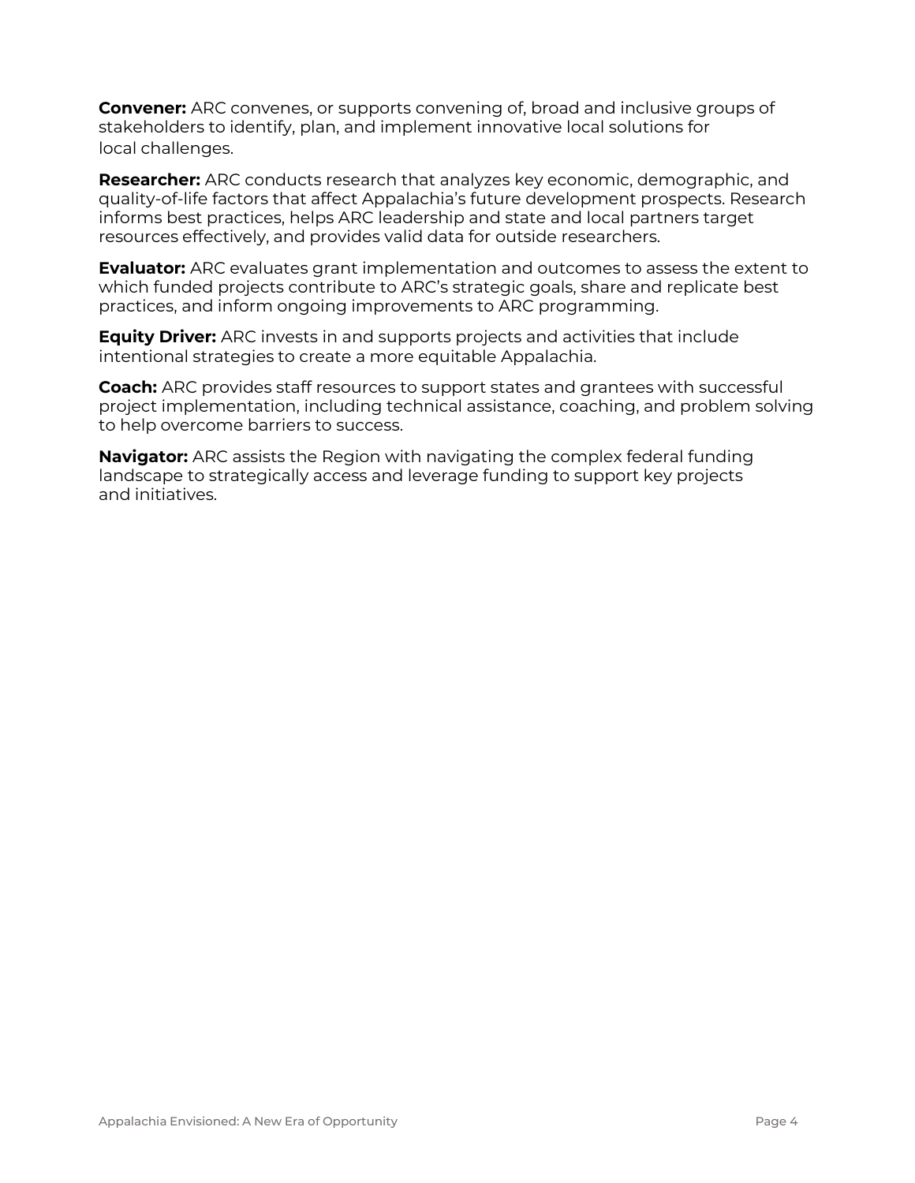**Convener:** ARC convenes, or supports convening of, broad and inclusive groups of stakeholders to identify, plan, and implement innovative local solutions for local challenges.

**Researcher:** ARC conducts research that analyzes key economic, demographic, and quality-of-life factors that affect Appalachia's future development prospects. Research informs best practices, helps ARC leadership and state and local partners target resources effectively, and provides valid data for outside researchers.

**Evaluator:** ARC evaluates grant implementation and outcomes to assess the extent to which funded projects contribute to ARC's strategic goals, share and replicate best practices, and inform ongoing improvements to ARC programming.

**Equity Driver:** ARC invests in and supports projects and activities that include intentional strategies to create a more equitable Appalachia.

**Coach:** ARC provides staff resources to support states and grantees with successful project implementation, including technical assistance, coaching, and problem solving to help overcome barriers to success.

**Navigator:** ARC assists the Region with navigating the complex federal funding landscape to strategically access and leverage funding to support key projects and initiatives.